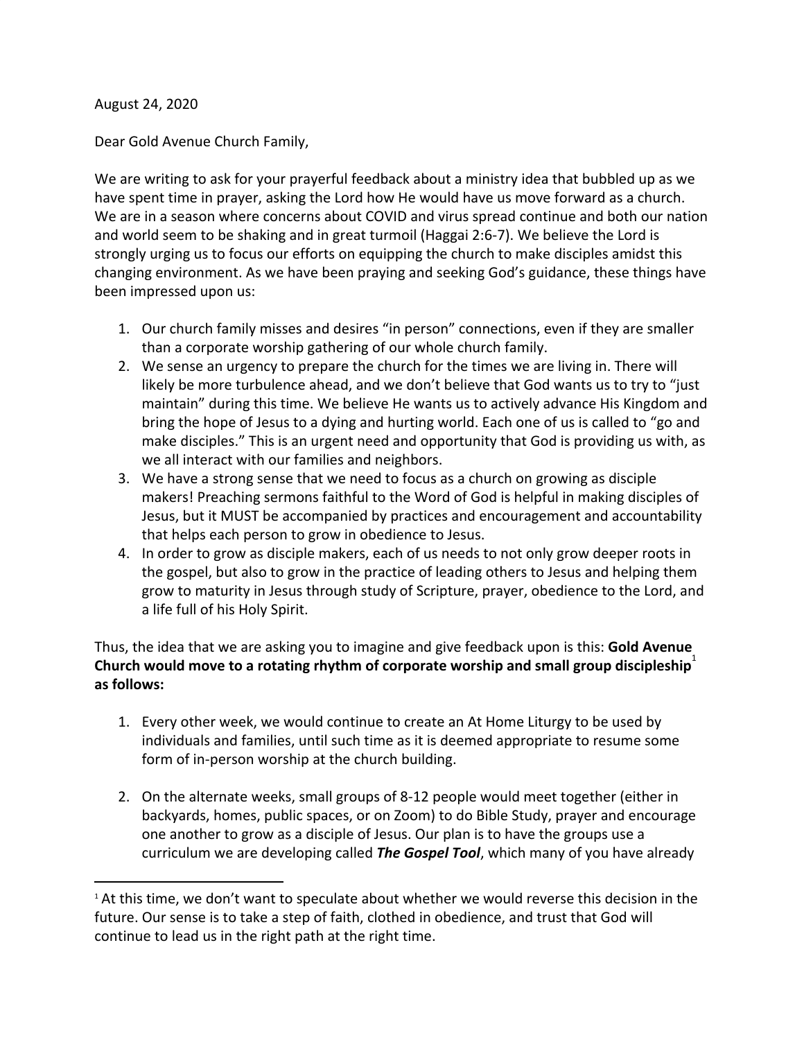August 24, 2020

Dear Gold Avenue Church Family,

We are writing to ask for your prayerful feedback about a ministry idea that bubbled up as we have spent time in prayer, asking the Lord how He would have us move forward as a church. We are in a season where concerns about COVID and virus spread continue and both our nation and world seem to be shaking and in great turmoil (Haggai 2:6-7). We believe the Lord is strongly urging us to focus our efforts on equipping the church to make disciples amidst this changing environment. As we have been praying and seeking God's guidance, these things have been impressed upon us:

1. Our church family misses and desires "in person" connections, even if they are smaller than a corporate worship gathering of our whole church family.
2. We sense an urgency to prepare the church for the times we are living in. There will likely be more turbulence ahead, and we don't believe that God wants us to try to "just maintain" during this time. We believe He wants us to actively advance His Kingdom and bring the hope of Jesus to a dying and hurting world. Each one of us is called to "go and make disciples." This is an urgent need and opportunity that God is providing us with, as we all interact with our families and neighbors.
3. We have a strong sense that we need to focus as a church on growing as disciple makers! Preaching sermons faithful to the Word of God is helpful in making disciples of Jesus, but it MUST be accompanied by practices and encouragement and accountability that helps each person to grow in obedience to Jesus.
4. In order to grow as disciple makers, each of us needs to not only grow deeper roots in the gospel, but also to grow in the practice of leading others to Jesus and helping them grow to maturity in Jesus through study of Scripture, prayer, obedience to the Lord, and a life full of his Holy Spirit.

Thus, the idea that we are asking you to imagine and give feedback upon is this: **Gold Avenue Church would move to a rotating rhythm of corporate worship and small group discipleship[1] as follows:**

1. Every other week, we would continue to create an At Home Liturgy to be used by individuals and families, until such time as it is deemed appropriate to resume some form of in-person worship at the church building.

2. On the alternate weeks, small groups of 8-12 people would meet together (either in backyards, homes, public spaces, or on Zoom) to do Bible Study, prayer and encourage one another to grow as a disciple of Jesus. Our plan is to have the groups use a curriculum we are developing called ***The Gospel Tool***, which many of you have already

---

[1] At this time, we don't want to speculate about whether we would reverse this decision in the future. Our sense is to take a step of faith, clothed in obedience, and trust that God will continue to lead us in the right path at the right time.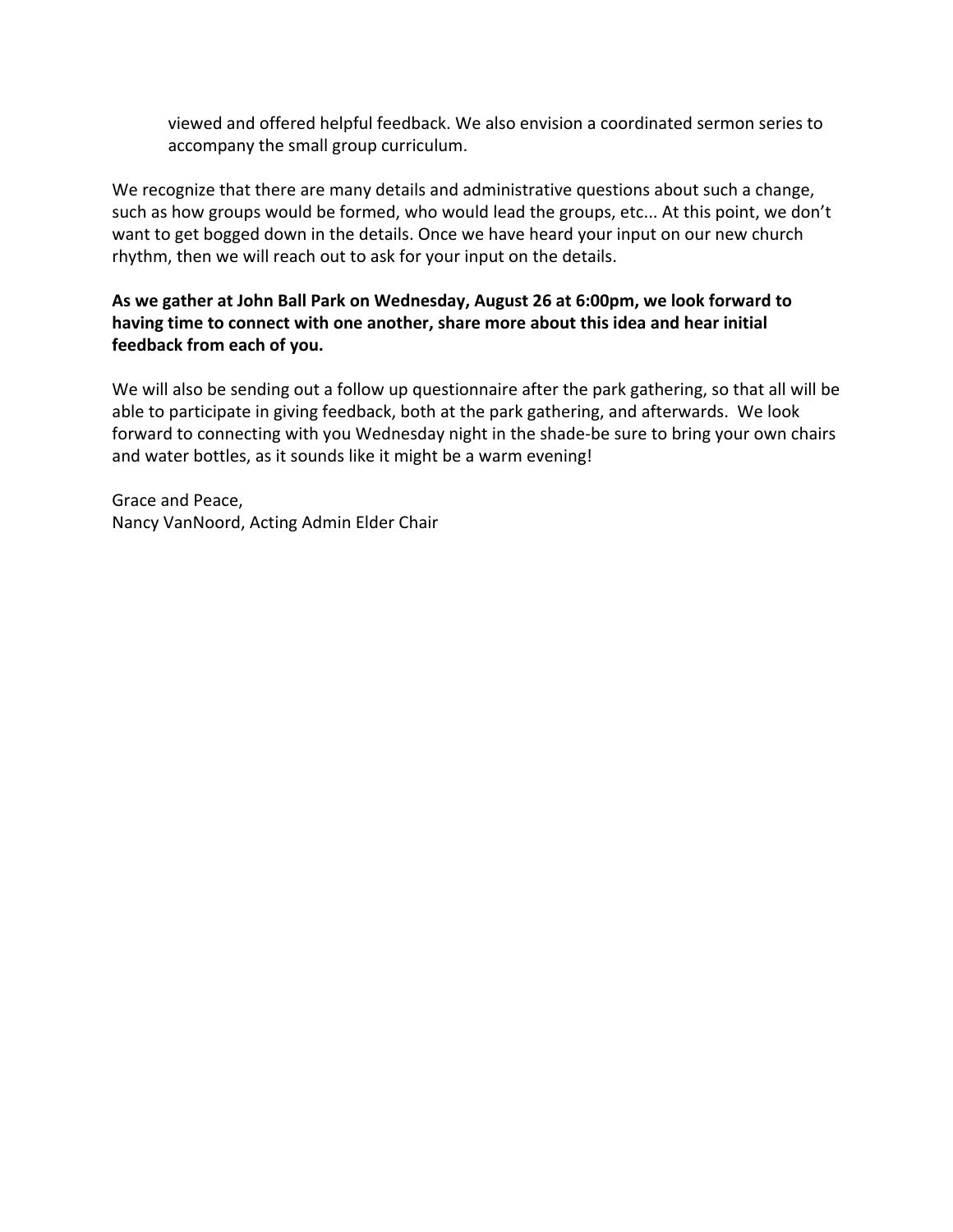viewed and offered helpful feedback. We also envision a coordinated sermon series to accompany the small group curriculum.

We recognize that there are many details and administrative questions about such a change, such as how groups would be formed, who would lead the groups, etc... At this point, we don't want to get bogged down in the details. Once we have heard your input on our new church rhythm, then we will reach out to ask for your input on the details.

**As we gather at John Ball Park on Wednesday, August 26 at 6:00pm, we look forward to having time to connect with one another, share more about this idea and hear initial feedback from each of you.**

We will also be sending out a follow up questionnaire after the park gathering, so that all will be able to participate in giving feedback, both at the park gathering, and afterwards. We look forward to connecting with you Wednesday night in the shade-be sure to bring your own chairs and water bottles, as it sounds like it might be a warm evening!

Grace and Peace,
Nancy VanNoord, Acting Admin Elder Chair